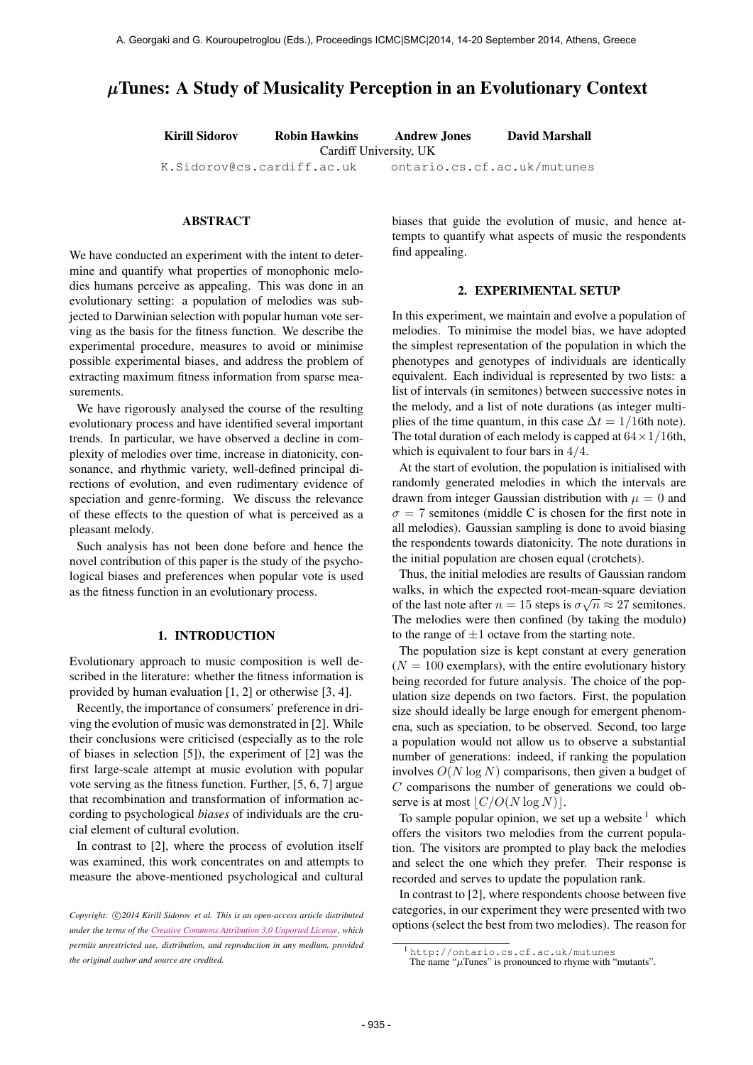# $\mu$Tunes: A Study of Musicality Perception in an Evolutionary Context

**Kirill Sidorov** **Robin Hawkins** **Andrew Jones** **David Marshall**

Cardiff University, UK

K.Sidorov@cs.cardiff.ac.uk ontario.cs.cf.ac.uk/mutunes

## ABSTRACT

We have conducted an experiment with the intent to determine and quantify what properties of monophonic melodies humans perceive as appealing. This was done in an evolutionary setting: a population of melodies was subjected to Darwinian selection with popular human vote serving as the basis for the fitness function. We describe the experimental procedure, measures to avoid or minimise possible experimental biases, and address the problem of extracting maximum fitness information from sparse measurements.

We have rigorously analysed the course of the resulting evolutionary process and have identified several important trends. In particular, we have observed a decline in complexity of melodies over time, increase in diatonicity, consonance, and rhythmic variety, well-defined principal directions of evolution, and even rudimentary evidence of speciation and genre-forming. We discuss the relevance of these effects to the question of what is perceived as a pleasant melody.

Such analysis has not been done before and hence the novel contribution of this paper is the study of the psychological biases and preferences when popular vote is used as the fitness function in an evolutionary process.

## 1. INTRODUCTION

Evolutionary approach to music composition is well described in the literature: whether the fitness information is provided by human evaluation [1, 2] or otherwise [3, 4].

Recently, the importance of consumers' preference in driving the evolution of music was demonstrated in [2]. While their conclusions were criticised (especially as to the role of biases in selection [5]), the experiment of [2] was the first large-scale attempt at music evolution with popular vote serving as the fitness function. Further, [5, 6, 7] argue that recombination and transformation of information according to psychological *biases* of individuals are the crucial element of cultural evolution.

In contrast to [2], where the process of evolution itself was examined, this work concentrates on and attempts to measure the above-mentioned psychological and cultural biases that guide the evolution of music, and hence attempts to quantify what aspects of music the respondents find appealing.

*Copyright: ©2014 Kirill Sidorov et al. This is an open-access article distributed under the terms of the Creative Commons Attribution 3.0 Unported License, which permits unrestricted use, distribution, and reproduction in any medium, provided the original author and source are credited.*

## 2. EXPERIMENTAL SETUP

In this experiment, we maintain and evolve a population of melodies. To minimise the model bias, we have adopted the simplest representation of the population in which the phenotypes and genotypes of individuals are identically equivalent. Each individual is represented by two lists: a list of intervals (in semitones) between successive notes in the melody, and a list of note durations (as integer multiples of the time quantum, in this case $\Delta t = 1/16$th note). The total duration of each melody is capped at $64 \times 1/16$th, which is equivalent to four bars in $4/4$.

At the start of evolution, the population is initialised with randomly generated melodies in which the intervals are drawn from integer Gaussian distribution with $\mu = 0$ and $\sigma = 7$ semitones (middle C is chosen for the first note in all melodies). Gaussian sampling is done to avoid biasing the respondents towards diatonicity. The note durations in the initial population are chosen equal (crotchets).

Thus, the initial melodies are results of Gaussian random walks, in which the expected root-mean-square deviation of the last note after $n = 15$ steps is $\sigma\sqrt{n} \approx 27$ semitones. The melodies were then confined (by taking the modulo) to the range of $\pm 1$ octave from the starting note.

The population size is kept constant at every generation ($N = 100$ exemplars), with the entire evolutionary history being recorded for future analysis. The choice of the population size depends on two factors. First, the population size should ideally be large enough for emergent phenomena, such as speciation, to be observed. Second, too large a population would not allow us to observe a substantial number of generations: indeed, if ranking the population involves $O(N \log N)$ comparisons, then given a budget of $C$ comparisons the number of generations we could observe is at most $\lfloor C/O(N \log N) \rfloor$.

To sample popular opinion, we set up a website [1] which offers the visitors two melodies from the current population. The visitors are prompted to play back the melodies and select the one which they prefer. Their response is recorded and serves to update the population rank.

In contrast to [2], where respondents choose between five categories, in our experiment they were presented with two options (select the best from two melodies). The reason for

[1] http://ontario.cs.cf.ac.uk/mutunes
The name "$\mu$Tunes" is pronounced to rhyme with "mutants".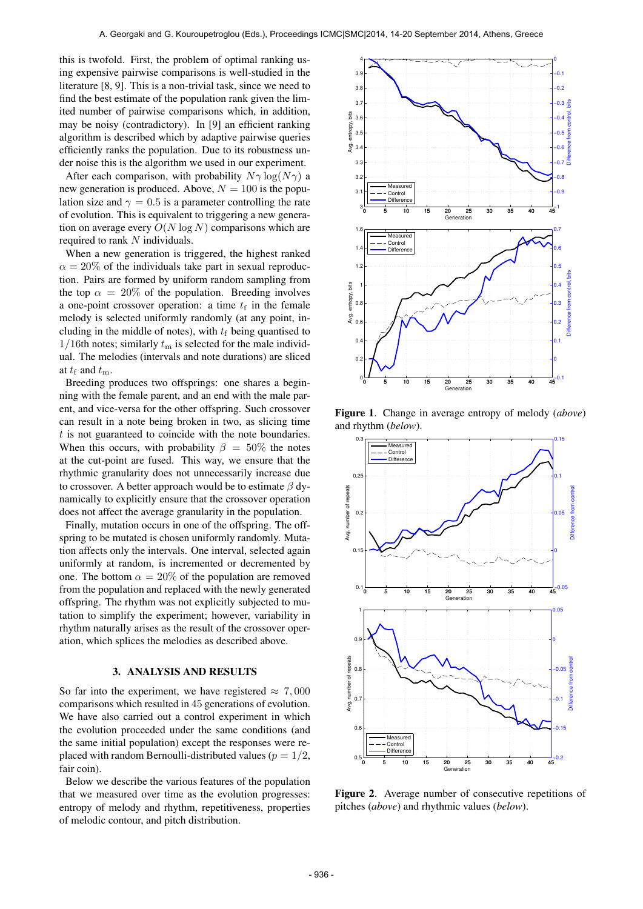this is twofold. First, the problem of optimal ranking using expensive pairwise comparisons is well-studied in the literature [8, 9]. This is a non-trivial task, since we need to find the best estimate of the population rank given the limited number of pairwise comparisons which, in addition, may be noisy (contradictory). In [9] an efficient ranking algorithm is described which by adaptive pairwise queries efficiently ranks the population. Due to its robustness under noise this is the algorithm we used in our experiment.

After each comparison, with probability $N\gamma \log(N\gamma)$ a new generation is produced. Above, $N = 100$ is the population size and $\gamma = 0.5$ is a parameter controlling the rate of evolution. This is equivalent to triggering a new generation on average every $O(N \log N)$ comparisons which are required to rank $N$ individuals.

When a new generation is triggered, the highest ranked $\alpha = 20\%$ of the individuals take part in sexual reproduction. Pairs are formed by uniform random sampling from the top $\alpha = 20\%$ of the population. Breeding involves a one-point crossover operation: a time $t_{\mathrm{f}}$ in the female melody is selected uniformly randomly (at any point, including in the middle of notes), with $t_{\mathrm{f}}$ being quantised to $1/16$th notes; similarly $t_{\mathrm{m}}$ is selected for the male individual. The melodies (intervals and note durations) are sliced at $t_{\mathrm{f}}$ and $t_{\mathrm{m}}$.

Breeding produces two offsprings: one shares a beginning with the female parent, and an end with the male parent, and vice-versa for the other offspring. Such crossover can result in a note being broken in two, as slicing time $t$ is not guaranteed to coincide with the note boundaries. When this occurs, with probability $\beta = 50\%$ the notes at the cut-point are fused. This way, we ensure that the rhythmic granularity does not unnecessarily increase due to crossover. A better approach would be to estimate $\beta$ dynamically to explicitly ensure that the crossover operation does not affect the average granularity in the population.

Finally, mutation occurs in one of the offspring. The offspring to be mutated is chosen uniformly randomly. Mutation affects only the intervals. One interval, selected again uniformly at random, is incremented or decremented by one. The bottom $\alpha = 20\%$ of the population are removed from the population and replaced with the newly generated offspring. The rhythm was not explicitly subjected to mutation to simplify the experiment; however, variability in rhythm naturally arises as the result of the crossover operation, which splices the melodies as described above.

## 3. ANALYSIS AND RESULTS

So far into the experiment, we have registered $\approx 7,000$ comparisons which resulted in 45 generations of evolution. We have also carried out a control experiment in which the evolution proceeded under the same conditions (and the same initial population) except the responses were replaced with random Bernoulli-distributed values ($p = 1/2$, fair coin).

Below we describe the various features of the population that we measured over time as the evolution progresses: entropy of melody and rhythm, repetitiveness, properties of melodic contour, and pitch distribution.

**Figure 1**. Change in average entropy of melody (*above*) and rhythm (*below*).

**Figure 2**. Average number of consecutive repetitions of pitches (*above*) and rhythmic values (*below*).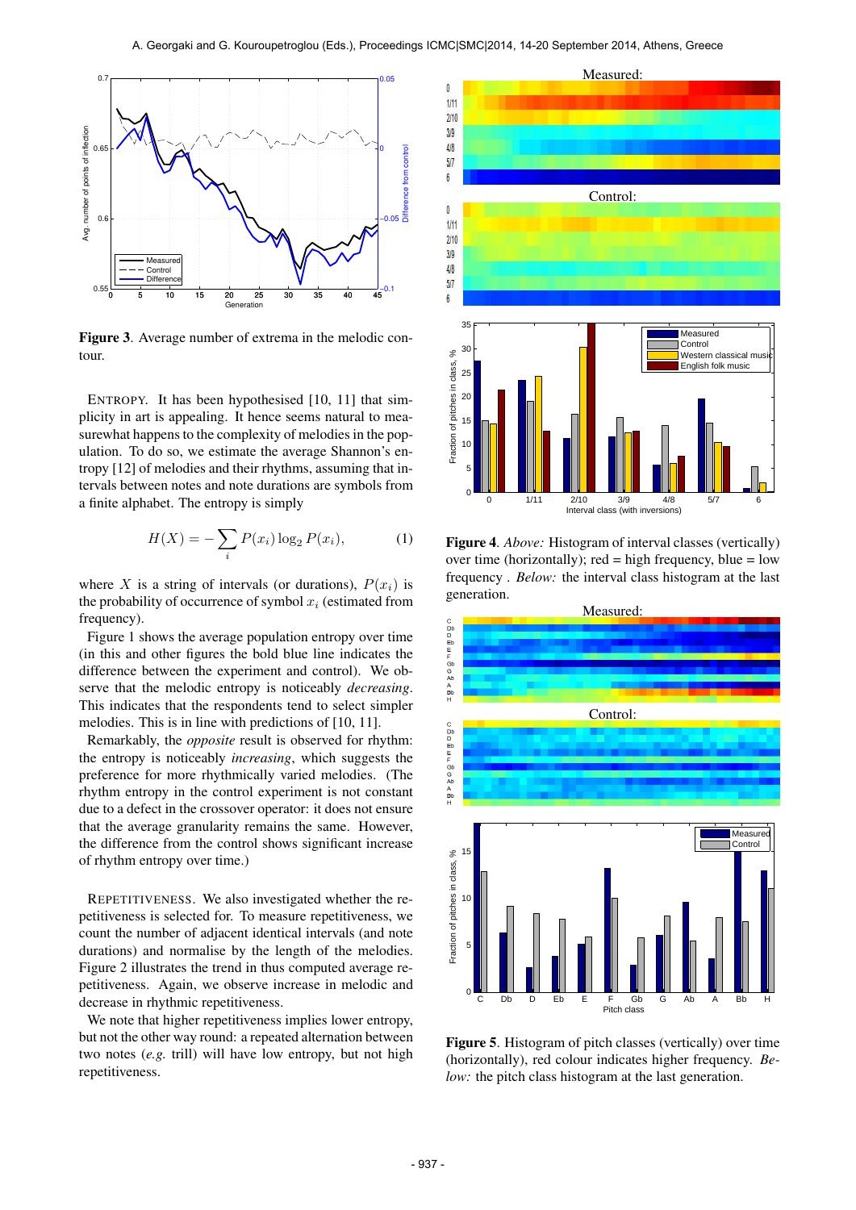**Figure 3**. Average number of extrema in the melodic contour.

ENTROPY. It has been hypothesised [10, 11] that simplicity in art is appealing. It hence seems natural to measurewhat happens to the complexity of melodies in the population. To do so, we estimate the average Shannon's entropy [12] of melodies and their rhythms, assuming that intervals between notes and note durations are symbols from a finite alphabet. The entropy is simply

$$H(X) = -\sum_{i} P(x_i)\log_2 P(x_i), \tag{1}$$

where $X$ is a string of intervals (or durations), $P(x_i)$ is the probability of occurrence of symbol $x_i$ (estimated from frequency).

Figure 1 shows the average population entropy over time (in this and other figures the bold blue line indicates the difference between the experiment and control). We observe that the melodic entropy is noticeably *decreasing*. This indicates that the respondents tend to select simpler melodies. This is in line with predictions of [10, 11].

Remarkably, the *opposite* result is observed for rhythm: the entropy is noticeably *increasing*, which suggests the preference for more rhythmically varied melodies. (The rhythm entropy in the control experiment is not constant due to a defect in the crossover operator: it does not ensure that the average granularity remains the same. However, the difference from the control shows significant increase of rhythm entropy over time.)

REPETITIVENESS. We also investigated whether the repetitiveness is selected for. To measure repetitiveness, we count the number of adjacent identical intervals (and note durations) and normalise by the length of the melodies. Figure 2 illustrates the trend in thus computed average repetitiveness. Again, we observe increase in melodic and decrease in rhythmic repetitiveness.

We note that higher repetitiveness implies lower entropy, but not the other way round: a repeated alternation between two notes (*e.g.* trill) will have low entropy, but not high repetitiveness.

**Figure 4**. *Above:* Histogram of interval classes (vertically) over time (horizontally); red = high frequency, blue = low frequency . *Below:* the interval class histogram at the last generation.

**Figure 5**. Histogram of pitch classes (vertically) over time (horizontally), red colour indicates higher frequency. *Below:* the pitch class histogram at the last generation.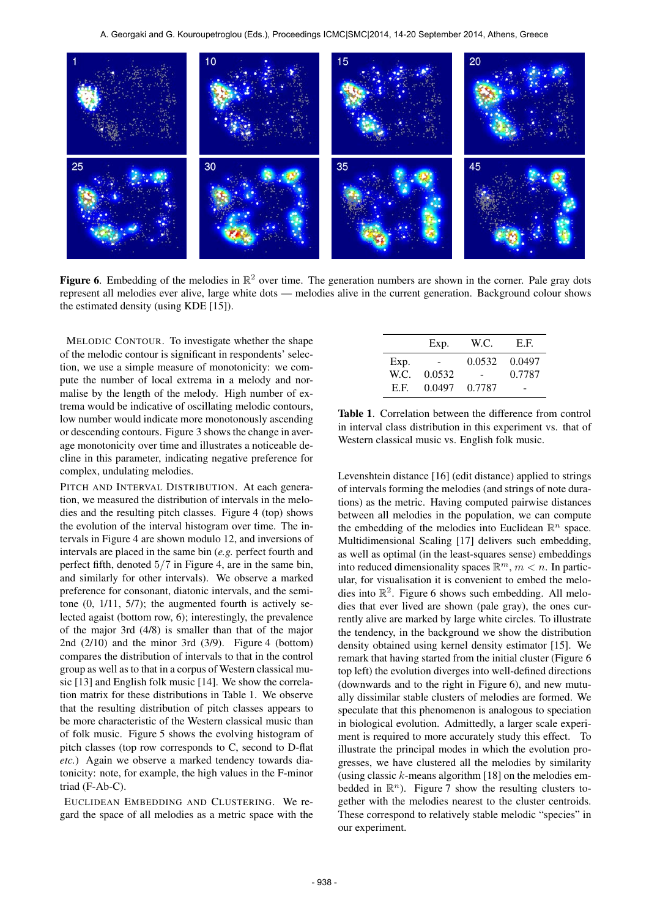**Figure 6**. Embedding of the melodies in $\mathbb{R}^2$ over time. The generation numbers are shown in the corner. Pale gray dots represent all melodies ever alive, large white dots — melodies alive in the current generation. Background colour shows the estimated density (using KDE [15]).

MELODIC CONTOUR. To investigate whether the shape of the melodic contour is significant in respondents' selection, we use a simple measure of monotonicity: we compute the number of local extrema in a melody and normalise by the length of the melody. High number of extrema would be indicative of oscillating melodic contours, low number would indicate more monotonously ascending or descending contours. Figure 3 shows the change in average monotonicity over time and illustrates a noticeable decline in this parameter, indicating negative preference for complex, undulating melodies.

PITCH AND INTERVAL DISTRIBUTION. At each generation, we measured the distribution of intervals in the melodies and the resulting pitch classes. Figure 4 (top) shows the evolution of the interval histogram over time. The intervals in Figure 4 are shown modulo 12, and inversions of intervals are placed in the same bin (*e.g.* perfect fourth and perfect fifth, denoted $5/7$ in Figure 4, are in the same bin, and similarly for other intervals). We observe a marked preference for consonant, diatonic intervals, and the semitone (0, 1/11, 5/7); the augmented fourth is actively selected agaist (bottom row, 6); interestingly, the prevalence of the major 3rd (4/8) is smaller than that of the major 2nd (2/10) and the minor 3rd (3/9). Figure 4 (bottom) compares the distribution of intervals to that in the control group as well as to that in a corpus of Western classical music [13] and English folk music [14]. We show the correlation matrix for these distributions in Table 1. We observe that the resulting distribution of pitch classes appears to be more characteristic of the Western classical music than of folk music. Figure 5 shows the evolving histogram of pitch classes (top row corresponds to C, second to D-flat *etc.*) Again we observe a marked tendency towards diatonicity: note, for example, the high values in the F-minor triad (F-Ab-C).

EUCLIDEAN EMBEDDING AND CLUSTERING. We regard the space of all melodies as a metric space with the Levenshtein distance [16] (edit distance) applied to strings of intervals forming the melodies (and strings of note durations) as the metric. Having computed pairwise distances between all melodies in the population, we can compute the embedding of the melodies into Euclidean $\mathbb{R}^n$ space. Multidimensional Scaling [17] delivers such embedding, as well as optimal (in the least-squares sense) embeddings into reduced dimensionality spaces $\mathbb{R}^m$, $m < n$. In particular, for visualisation it is convenient to embed the melodies into $\mathbb{R}^2$. Figure 6 shows such embedding. All melodies that ever lived are shown (pale gray), the ones currently alive are marked by large white circles. To illustrate the tendency, in the background we show the distribution density obtained using kernel density estimator [15]. We remark that having started from the initial cluster (Figure 6 top left) the evolution diverges into well-defined directions (downwards and to the right in Figure 6), and new mutually dissimilar stable clusters of melodies are formed. We speculate that this phenomenon is analogous to speciation in biological evolution. Admittedly, a larger scale experiment is required to more accurately study this effect. To illustrate the principal modes in which the evolution progresses, we have clustered all the melodies by similarity (using classic $k$-means algorithm [18] on the melodies embedded in $\mathbb{R}^n$). Figure 7 show the resulting clusters together with the melodies nearest to the cluster centroids. These correspond to relatively stable melodic "species" in our experiment.

|  | Exp. | W.C. | E.F. |
|---|---|---|---|
| Exp. | - | 0.0532 | 0.0497 |
| W.C. | 0.0532 | - | 0.7787 |
| E.F. | 0.0497 | 0.7787 | - |

**Table 1**. Correlation between the difference from control in interval class distribution in this experiment vs. that of Western classical music vs. English folk music.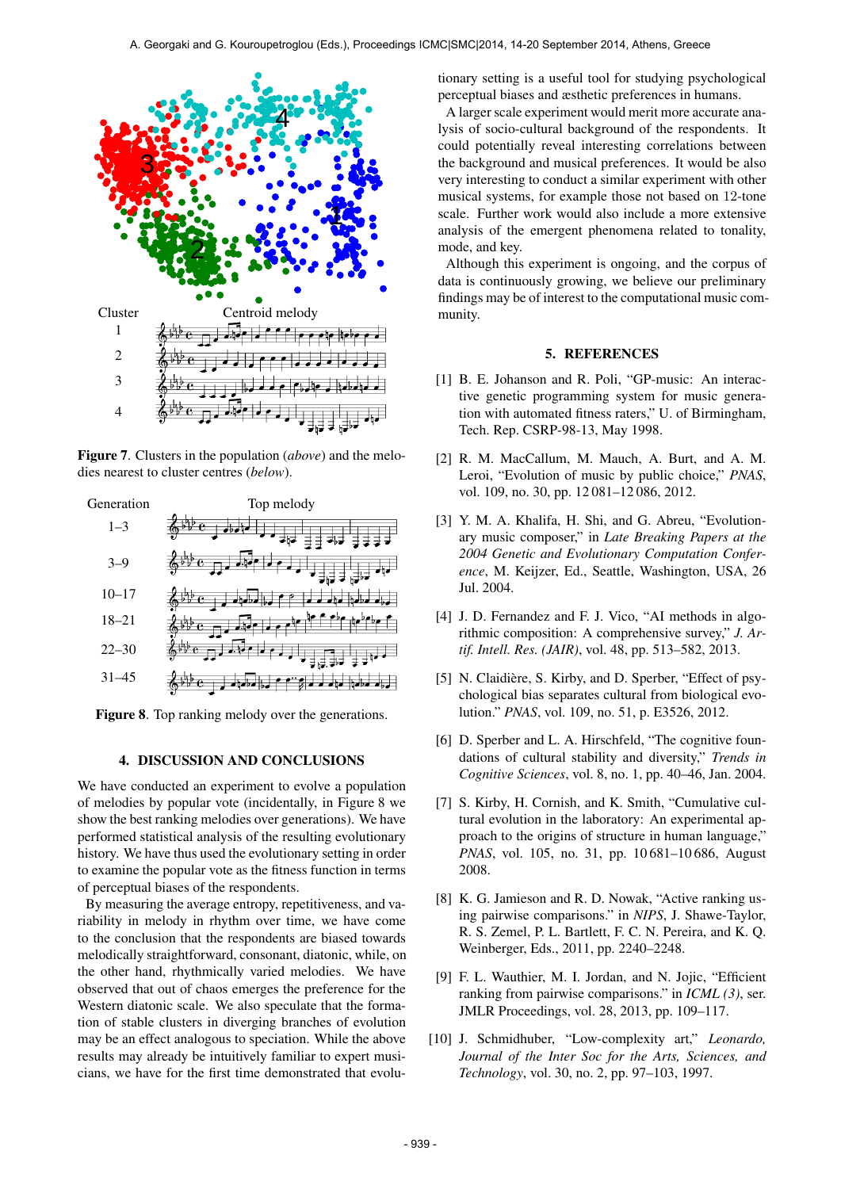Figure 7. Clusters in the population (*above*) and the melodies nearest to cluster centres (*below*).

Figure 8. Top ranking melody over the generations.

## 4. DISCUSSION AND CONCLUSIONS

We have conducted an experiment to evolve a population of melodies by popular vote (incidentally, in Figure 8 we show the best ranking melodies over generations). We have performed statistical analysis of the resulting evolutionary history. We have thus used the evolutionary setting in order to examine the popular vote as the fitness function in terms of perceptual biases of the respondents.

By measuring the average entropy, repetitiveness, and variability in melody in rhythm over time, we have come to the conclusion that the respondents are biased towards melodically straightforward, consonant, diatonic, while, on the other hand, rhythmically varied melodies. We have observed that out of chaos emerges the preference for the Western diatonic scale. We also speculate that the formation of stable clusters in diverging branches of evolution may be an effect analogous to speciation. While the above results may already be intuitively familiar to expert musicians, we have for the first time demonstrated that evolutionary setting is a useful tool for studying psychological perceptual biases and æsthetic preferences in humans.

A larger scale experiment would merit more accurate analysis of socio-cultural background of the respondents. It could potentially reveal interesting correlations between the background and musical preferences. It would be also very interesting to conduct a similar experiment with other musical systems, for example those not based on 12-tone scale. Further work would also include a more extensive analysis of the emergent phenomena related to tonality, mode, and key.

Although this experiment is ongoing, and the corpus of data is continuously growing, we believe our preliminary findings may be of interest to the computational music community.

## 5. REFERENCES

[1] B. E. Johanson and R. Poli, "GP-music: An interactive genetic programming system for music generation with automated fitness raters," U. of Birmingham, Tech. Rep. CSRP-98-13, May 1998.

[2] R. M. MacCallum, M. Mauch, A. Burt, and A. M. Leroi, "Evolution of music by public choice," *PNAS*, vol. 109, no. 30, pp. 12 081–12 086, 2012.

[3] Y. M. A. Khalifa, H. Shi, and G. Abreu, "Evolutionary music composer," in *Late Breaking Papers at the 2004 Genetic and Evolutionary Computation Conference*, M. Keijzer, Ed., Seattle, Washington, USA, 26 Jul. 2004.

[4] J. D. Fernandez and F. J. Vico, "AI methods in algorithmic composition: A comprehensive survey," *J. Artif. Intell. Res. (JAIR)*, vol. 48, pp. 513–582, 2013.

[5] N. Claidière, S. Kirby, and D. Sperber, "Effect of psychological bias separates cultural from biological evolution." *PNAS*, vol. 109, no. 51, p. E3526, 2012.

[6] D. Sperber and L. A. Hirschfeld, "The cognitive foundations of cultural stability and diversity," *Trends in Cognitive Sciences*, vol. 8, no. 1, pp. 40–46, Jan. 2004.

[7] S. Kirby, H. Cornish, and K. Smith, "Cumulative cultural evolution in the laboratory: An experimental approach to the origins of structure in human language," *PNAS*, vol. 105, no. 31, pp. 10 681–10 686, August 2008.

[8] K. G. Jamieson and R. D. Nowak, "Active ranking using pairwise comparisons." in *NIPS*, J. Shawe-Taylor, R. S. Zemel, P. L. Bartlett, F. C. N. Pereira, and K. Q. Weinberger, Eds., 2011, pp. 2240–2248.

[9] F. L. Wauthier, M. I. Jordan, and N. Jojic, "Efficient ranking from pairwise comparisons." in *ICML (3)*, ser. JMLR Proceedings, vol. 28, 2013, pp. 109–117.

[10] J. Schmidhuber, "Low-complexity art," *Leonardo, Journal of the Inter Soc for the Arts, Sciences, and Technology*, vol. 30, no. 2, pp. 97–103, 1997.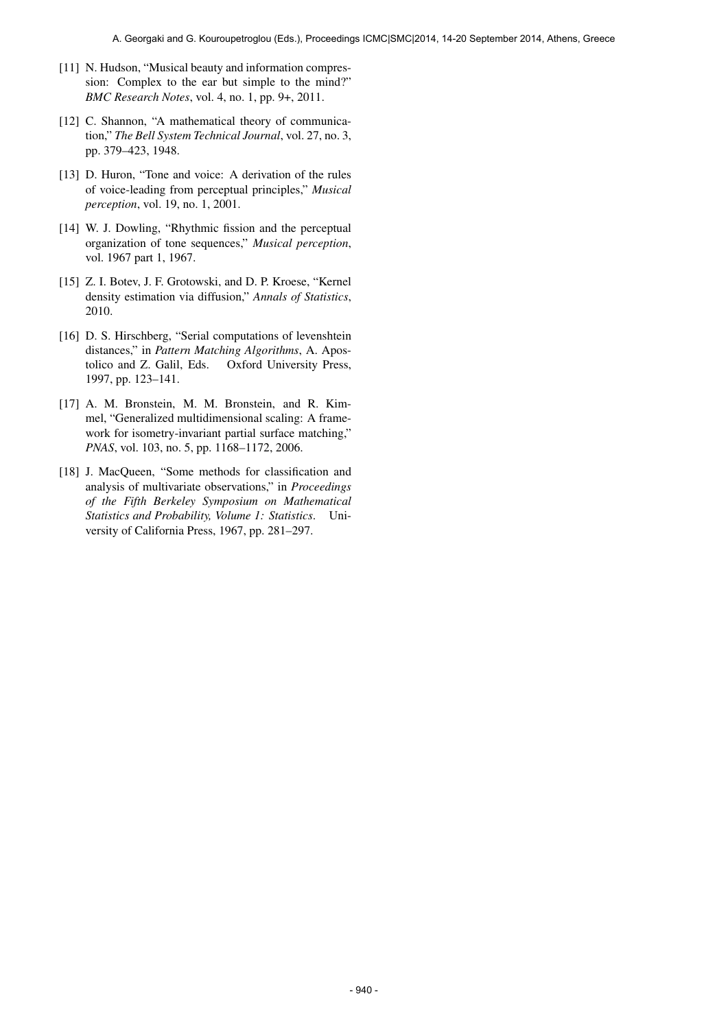[11] N. Hudson, "Musical beauty and information compression: Complex to the ear but simple to the mind?" *BMC Research Notes*, vol. 4, no. 1, pp. 9+, 2011.

[12] C. Shannon, "A mathematical theory of communication," *The Bell System Technical Journal*, vol. 27, no. 3, pp. 379–423, 1948.

[13] D. Huron, "Tone and voice: A derivation of the rules of voice-leading from perceptual principles," *Musical perception*, vol. 19, no. 1, 2001.

[14] W. J. Dowling, "Rhythmic fission and the perceptual organization of tone sequences," *Musical perception*, vol. 1967 part 1, 1967.

[15] Z. I. Botev, J. F. Grotowski, and D. P. Kroese, "Kernel density estimation via diffusion," *Annals of Statistics*, 2010.

[16] D. S. Hirschberg, "Serial computations of levenshtein distances," in *Pattern Matching Algorithms*, A. Apostolico and Z. Galil, Eds. Oxford University Press, 1997, pp. 123–141.

[17] A. M. Bronstein, M. M. Bronstein, and R. Kimmel, "Generalized multidimensional scaling: A framework for isometry-invariant partial surface matching," *PNAS*, vol. 103, no. 5, pp. 1168–1172, 2006.

[18] J. MacQueen, "Some methods for classification and analysis of multivariate observations," in *Proceedings of the Fifth Berkeley Symposium on Mathematical Statistics and Probability, Volume 1: Statistics*. University of California Press, 1967, pp. 281–297.